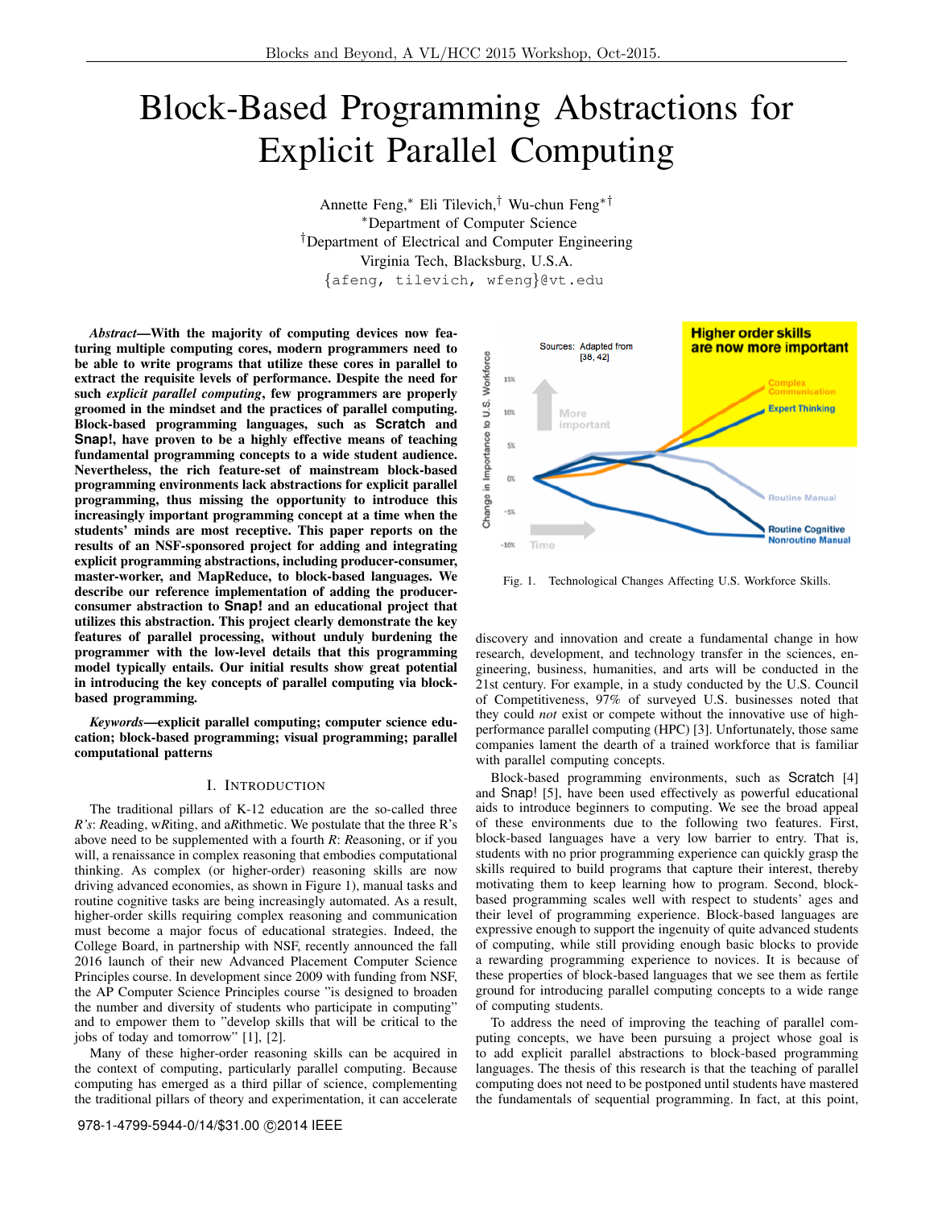# Block-Based Programming Abstractions for Explicit Parallel Computing

Annette Feng,* Eli Tilevich,† Wu-chun Feng*†

*Department of Computer Science

†Department of Electrical and Computer Engineering

Virginia Tech, Blacksburg, U.S.A.

{afeng, tilevich, wfeng}@vt.edu

***Abstract*—With the majority of computing devices now featuring multiple computing cores, modern programmers need to be able to write programs that utilize these cores in parallel to extract the requisite levels of performance. Despite the need for such *explicit parallel computing*, few programmers are properly groomed in the mindset and the practices of parallel computing. Block-based programming languages, such as Scratch and Snap!, have proven to be a highly effective means of teaching fundamental programming concepts to a wide student audience. Nevertheless, the rich feature-set of mainstream block-based programming environments lack abstractions for explicit parallel programming, thus missing the opportunity to introduce this increasingly important programming concept at a time when the students' minds are most receptive. This paper reports on the results of an NSF-sponsored project for adding and integrating explicit programming abstractions, including producer-consumer, master-worker, and MapReduce, to block-based languages. We describe our reference implementation of adding the producer-consumer abstraction to Snap! and an educational project that utilizes this abstraction. This project clearly demonstrate the key features of parallel processing, without unduly burdening the programmer with the low-level details that this programming model typically entails. Our initial results show great potential in introducing the key concepts of parallel computing via block-based programming.**

***Keywords*—explicit parallel computing; computer science education; block-based programming; visual programming; parallel computational patterns**

## I. Introduction

The traditional pillars of K-12 education are the so-called three *R's*: *R*eading, w*R*iting, and a*R*ithmetic. We postulate that the three R's above need to be supplemented with a fourth *R*: *R*easoning, or if you will, a renaissance in complex reasoning that embodies computational thinking. As complex (or higher-order) reasoning skills are now driving advanced economies, as shown in Figure 1), manual tasks and routine cognitive tasks are being increasingly automated. As a result, higher-order skills requiring complex reasoning and communication must become a major focus of educational strategies. Indeed, the College Board, in partnership with NSF, recently announced the fall 2016 launch of their new Advanced Placement Computer Science Principles course. In development since 2009 with funding from NSF, the AP Computer Science Principles course "is designed to broaden the number and diversity of students who participate in computing" and to empower them to "develop skills that will be critical to the jobs of today and tomorrow" [1], [2].

Many of these higher-order reasoning skills can be acquired in the context of computing, particularly parallel computing. Because computing has emerged as a third pillar of science, complementing the traditional pillars of theory and experimentation, it can accelerate discovery and innovation and create a fundamental change in how research, development, and technology transfer in the sciences, engineering, business, humanities, and arts will be conducted in the 21st century. For example, in a study conducted by the U.S. Council of Competitiveness, 97% of surveyed U.S. businesses noted that they could *not* exist or compete without the innovative use of high-performance parallel computing (HPC) [3]. Unfortunately, those same companies lament the dearth of a trained workforce that is familiar with parallel computing concepts.

Fig. 1. Technological Changes Affecting U.S. Workforce Skills.

Block-based programming environments, such as Scratch [4] and Snap! [5], have been used effectively as powerful educational aids to introduce beginners to computing. We see the broad appeal of these environments due to the following two features. First, block-based languages have a very low barrier to entry. That is, students with no prior programming experience can quickly grasp the skills required to build programs that capture their interest, thereby motivating them to keep learning how to program. Second, block-based programming scales well with respect to students' ages and their level of programming experience. Block-based languages are expressive enough to support the ingenuity of quite advanced students of computing, while still providing enough basic blocks to provide a rewarding programming experience to novices. It is because of these properties of block-based languages that we see them as fertile ground for introducing parallel computing concepts to a wide range of computing students.

To address the need of improving the teaching of parallel computing concepts, we have been pursuing a project whose goal is to add explicit parallel abstractions to block-based programming languages. The thesis of this research is that the teaching of parallel computing does not need to be postponed until students have mastered the fundamentals of sequential programming. In fact, at this point,

978-1-4799-5944-0/14/$31.00 ©2014 IEEE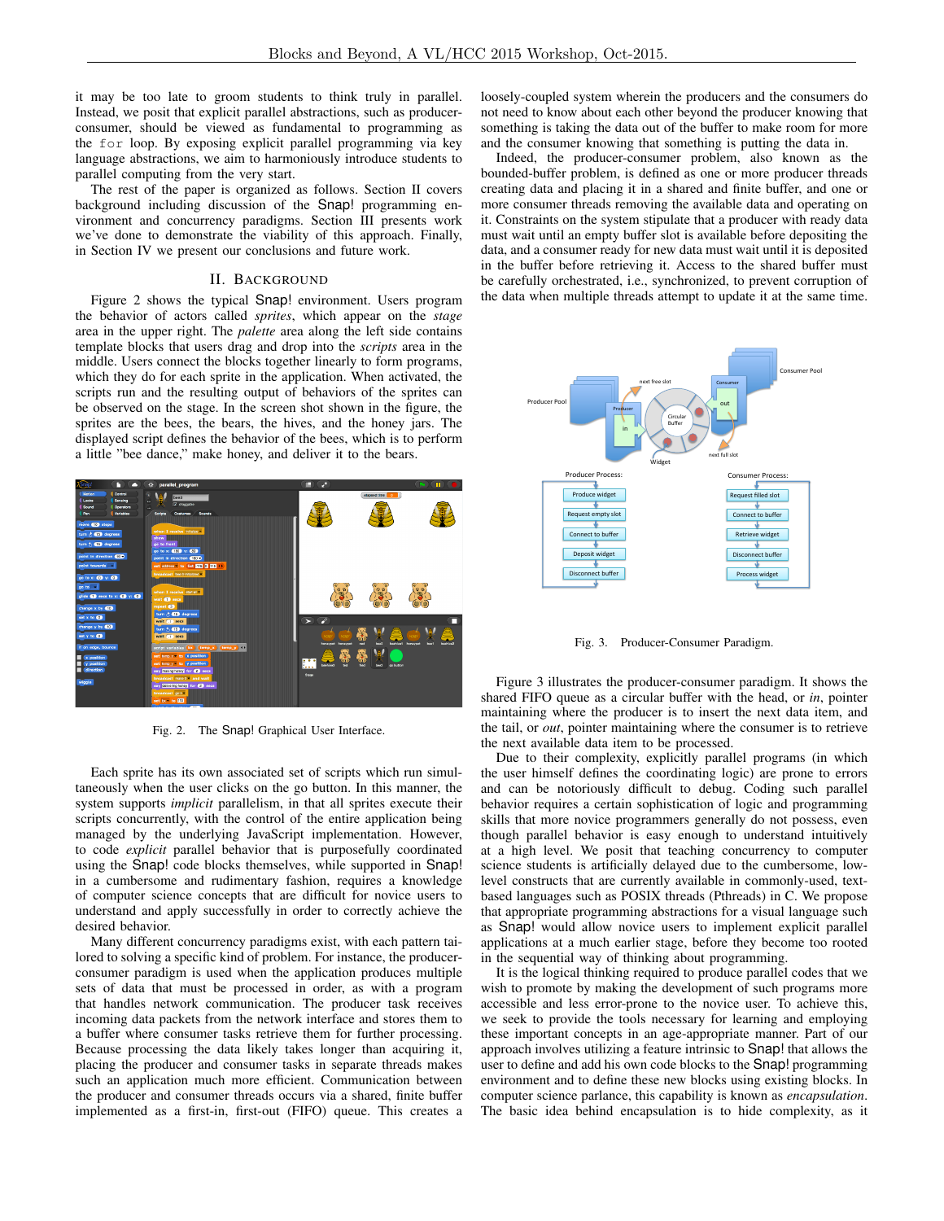it may be too late to groom students to think truly in parallel. Instead, we posit that explicit parallel abstractions, such as producer-consumer, should be viewed as fundamental to programming as the `for` loop. By exposing explicit parallel programming via key language abstractions, we aim to harmoniously introduce students to parallel computing from the very start.

The rest of the paper is organized as follows. Section II covers background including discussion of the Snap! programming environment and concurrency paradigms. Section III presents work we've done to demonstrate the viability of this approach. Finally, in Section IV we present our conclusions and future work.

## II. Background

Figure 2 shows the typical Snap! environment. Users program the behavior of actors called *sprites*, which appear on the *stage* area in the upper right. The *palette* area along the left side contains template blocks that users drag and drop into the *scripts* area in the middle. Users connect the blocks together linearly to form programs, which they do for each sprite in the application. When activated, the scripts run and the resulting output of behaviors of the sprites can be observed on the stage. In the screen shot shown in the figure, the sprites are the bees, the bears, the hives, and the honey jars. The displayed script defines the behavior of the bees, which is to perform a little "bee dance," make honey, and deliver it to the bears.

Fig. 2. The Snap! Graphical User Interface.

Each sprite has its own associated set of scripts which run simultaneously when the user clicks on the go button. In this manner, the system supports *implicit* parallelism, in that all sprites execute their scripts concurrently, with the control of the entire application being managed by the underlying JavaScript implementation. However, to code *explicit* parallel behavior that is purposefully coordinated using the Snap! code blocks themselves, while supported in Snap! in a cumbersome and rudimentary fashion, requires a knowledge of computer science concepts that are difficult for novice users to understand and apply successfully in order to correctly achieve the desired behavior.

Many different concurrency paradigms exist, with each pattern tailored to solving a specific kind of problem. For instance, the producer-consumer paradigm is used when the application produces multiple sets of data that must be processed in order, as with a program that handles network communication. The producer task receives incoming data packets from the network interface and stores them to a buffer where consumer tasks retrieve them for further processing. Because processing the data likely takes longer than acquiring it, placing the producer and consumer tasks in separate threads makes such an application much more efficient. Communication between the producer and consumer threads occurs via a shared, finite buffer implemented as a first-in, first-out (FIFO) queue. This creates a loosely-coupled system wherein the producers and the consumers do not need to know about each other beyond the producer knowing that something is taking the data out of the buffer to make room for more and the consumer knowing that something is putting the data in.

Indeed, the producer-consumer problem, also known as the bounded-buffer problem, is defined as one or more producer threads creating data and placing it in a shared and finite buffer, and one or more consumer threads removing the available data and operating on it. Constraints on the system stipulate that a producer with ready data must wait until an empty buffer slot is available before depositing the data, and a consumer ready for new data must wait until it is deposited in the buffer before retrieving it. Access to the shared buffer must be carefully orchestrated, i.e., synchronized, to prevent corruption of the data when multiple threads attempt to update it at the same time.

Producer Pool
Producer
in
next free slot
Circular Buffer
Widget
Consumer
out
next full slot
Consumer Pool

Producer Process:
Produce widget
Request empty slot
Connect to buffer
Deposit widget
Disconnect buffer

Consumer Process:
Request filled slot
Connect to buffer
Retrieve widget
Disconnect buffer
Process widget

Fig. 3. Producer-Consumer Paradigm.

Figure 3 illustrates the producer-consumer paradigm. It shows the shared FIFO queue as a circular buffer with the head, or *in*, pointer maintaining where the producer is to insert the next data item, and the tail, or *out*, pointer maintaining where the consumer is to retrieve the next available data item to be processed.

Due to their complexity, explicitly parallel programs (in which the user himself defines the coordinating logic) are prone to errors and can be notoriously difficult to debug. Coding such parallel behavior requires a certain sophistication of logic and programming skills that more novice programmers generally do not possess, even though parallel behavior is easy enough to understand intuitively at a high level. We posit that teaching concurrency to computer science students is artificially delayed due to the cumbersome, low-level constructs that are currently available in commonly-used, text-based languages such as POSIX threads (Pthreads) in C. We propose that appropriate programming abstractions for a visual language such as Snap! would allow novice users to implement explicit parallel applications at a much earlier stage, before they become too rooted in the sequential way of thinking about programming.

It is the logical thinking required to produce parallel codes that we wish to promote by making the development of such programs more accessible and less error-prone to the novice user. To achieve this, we seek to provide the tools necessary for learning and employing these important concepts in an age-appropriate manner. Part of our approach involves utilizing a feature intrinsic to Snap! that allows the user to define and add his own code blocks to the Snap! programming environment and to define these new blocks using existing blocks. In computer science parlance, this capability is known as *encapsulation*. The basic idea behind encapsulation is to hide complexity, as it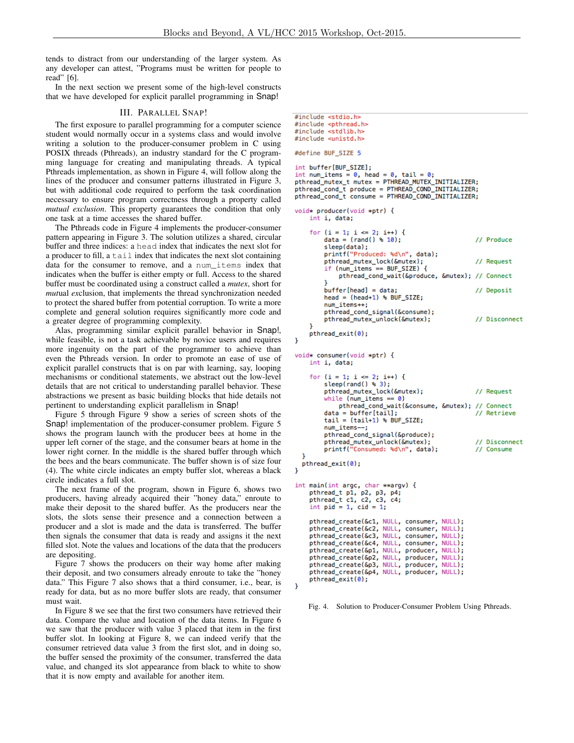tends to distract from our understanding of the larger system. As any developer can attest, "Programs must be written for people to read" [6].

In the next section we present some of the high-level constructs that we have developed for explicit parallel programming in Snap!

## III. Parallel Snap!

The first exposure to parallel programming for a computer science student would normally occur in a systems class and would involve writing a solution to the producer-consumer problem in C using POSIX threads (Pthreads), an industry standard for the C programming language for creating and manipulating threads. A typical Pthreads implementation, as shown in Figure 4, will follow along the lines of the producer and consumer patterns illustrated in Figure 3, but with additional code required to perform the task coordination necessary to ensure program correctness through a property called *mutual exclusion*. This property guarantees the condition that only one task at a time accesses the shared buffer.

The Pthreads code in Figure 4 implements the producer-consumer pattern appearing in Figure 3. The solution utilizes a shared, circular buffer and three indices: a `head` index that indicates the next slot for a producer to fill, a `tail` index that indicates the next slot containing data for the consumer to remove, and a `num_items` index that indicates when the buffer is either empty or full. Access to the shared buffer must be coordinated using a construct called a *mutex*, short for *mut*ual *ex*clusion, that implements the thread synchronization needed to protect the shared buffer from potential corruption. To write a more complete and general solution requires significantly more code and a greater degree of programming complexity.

Alas, programming similar explicit parallel behavior in Snap!, while feasible, is not a task achievable by novice users and requires more ingenuity on the part of the programmer to achieve than even the Pthreads version. In order to promote an ease of use of explicit parallel constructs that is on par with learning, say, looping mechanisms or conditional statements, we abstract out the low-level details that are not critical to understanding parallel behavior. These abstractions we present as basic building blocks that hide details not pertinent to understanding explicit parallelism in Snap!

Figure 5 through Figure 9 show a series of screen shots of the Snap! implementation of the producer-consumer problem. Figure 5 shows the program launch with the producer bees at home in the upper left corner of the stage, and the consumer bears at home in the lower right corner. In the middle is the shared buffer through which the bees and the bears communicate. The buffer shown is of size four (4). The white circle indicates an empty buffer slot, whereas a black circle indicates a full slot.

The next frame of the program, shown in Figure 6, shows two producers, having already acquired their "honey data," enroute to make their deposit to the shared buffer. As the producers near the slots, the slots sense their presence and a connection between a producer and a slot is made and the data is transferred. The buffer then signals the consumer that data is ready and assigns it the next filled slot. Note the values and locations of the data that the producers are depositing.

Figure 7 shows the producers on their way home after making their deposit, and two consumers already enroute to take the "honey data." This Figure 7 also shows that a third consumer, i.e., bear, is ready for data, but as no more buffer slots are ready, that consumer must wait.

In Figure 8 we see that the first two consumers have retrieved their data. Compare the value and location of the data items. In Figure 6 we saw that the producer with value 3 placed that item in the first buffer slot. In looking at Figure 8, we can indeed verify that the consumer retrieved data value 3 from the first slot, and in doing so, the buffer sensed the proximity of the consumer, transferred the data value, and changed its slot appearance from black to white to show that it is now empty and available for another item.

```c
#include <stdio.h>
#include <pthread.h>
#include <stdlib.h>
#include <unistd.h>

#define BUF_SIZE 5

int buffer[BUF_SIZE];
int num_items = 0, head = 0, tail = 0;
pthread_mutex_t mutex = PTHREAD_MUTEX_INITIALIZER;
pthread_cond_t produce = PTHREAD_COND_INITIALIZER;
pthread_cond_t consume = PTHREAD_COND_INITIALIZER;

void* producer(void *ptr) {
    int i, data;

    for (i = 1; i <= 2; i++) {
        data = (rand() % 10);                         // Produce
        sleep(data);
        printf("Produced: %d\n", data);
        pthread_mutex_lock(&mutex);                   // Request
        if (num_items == BUF_SIZE) {
            pthread_cond_wait(&produce, &mutex); // Connect
        }
        buffer[head] = data;                          // Deposit
        head = (head+1) % BUF_SIZE;
        num_items++;
        pthread_cond_signal(&consume);
        pthread_mutex_unlock(&mutex);                 // Disconnect
    }
    pthread_exit(0);
}

void* consumer(void *ptr) {
    int i, data;

    for (i = 1; i <= 2; i++) {
        sleep(rand() % 3);
        pthread_mutex_lock(&mutex);                   // Request
        while (num_items == 0)
            pthread_cond_wait(&consume, &mutex); // Connect
        data = buffer[tail];                          // Retrieve
        tail = (tail+1) % BUF_SIZE;
        num_items--;
        pthread_cond_signal(&produce);
        pthread_mutex_unlock(&mutex);                 // Disconnect
        printf("Consumed: %d\n", data);               // Consume
  }
  pthread_exit(0);
}

int main(int argc, char **argv) {
    pthread_t p1, p2, p3, p4;
    pthread_t c1, c2, c3, c4;
    int pid = 1, cid = 1;

    pthread_create(&c1, NULL, consumer, NULL);
    pthread_create(&c2, NULL, consumer, NULL);
    pthread_create(&c3, NULL, consumer, NULL);
    pthread_create(&c4, NULL, consumer, NULL);
    pthread_create(&p1, NULL, producer, NULL);
    pthread_create(&p2, NULL, producer, NULL);
    pthread_create(&p3, NULL, producer, NULL);
    pthread_create(&p4, NULL, producer, NULL);
    pthread_exit(0);
}
```

Fig. 4. Solution to Producer-Consumer Problem Using Pthreads.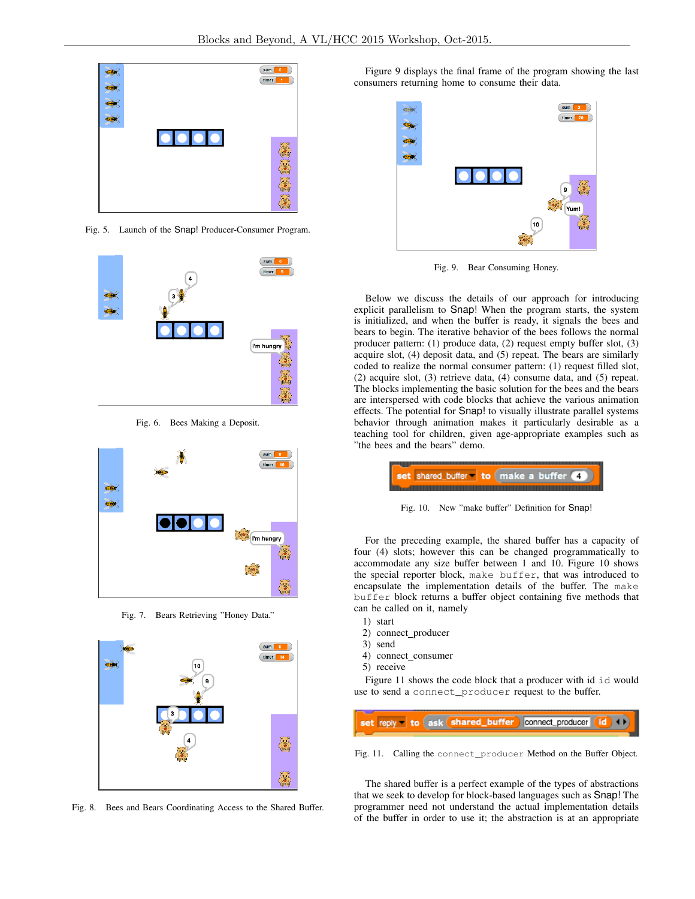Fig. 5. Launch of the Snap! Producer-Consumer Program.

Fig. 6. Bees Making a Deposit.

Fig. 7. Bears Retrieving "Honey Data."

Fig. 8. Bees and Bears Coordinating Access to the Shared Buffer.

Figure 9 displays the final frame of the program showing the last consumers returning home to consume their data.

Fig. 9. Bear Consuming Honey.

Below we discuss the details of our approach for introducing explicit parallelism to Snap! When the program starts, the system is initialized, and when the buffer is ready, it signals the bees and bears to begin. The iterative behavior of the bees follows the normal producer pattern: (1) produce data, (2) request empty buffer slot, (3) acquire slot, (4) deposit data, and (5) repeat. The bears are similarly coded to realize the normal consumer pattern: (1) request filled slot, (2) acquire slot, (3) retrieve data, (4) consume data, and (5) repeat. The blocks implementing the basic solution for the bees and the bears are interspersed with code blocks that achieve the various animation effects. The potential for Snap! to visually illustrate parallel systems behavior through animation makes it particularly desirable as a teaching tool for children, given age-appropriate examples such as "the bees and the bears" demo.

Fig. 10. New "make buffer" Definition for Snap!

For the preceding example, the shared buffer has a capacity of four (4) slots; however this can be changed programmatically to accommodate any size buffer between 1 and 10. Figure 10 shows the special reporter block, `make buffer`, that was introduced to encapsulate the implementation details of the buffer. The `make buffer` block returns a buffer object containing five methods that can be called on it, namely

1) start
2) connect_producer
3) send
4) connect_consumer
5) receive

Figure 11 shows the code block that a producer with id `id` would use to send a `connect_producer` request to the buffer.

Fig. 11. Calling the `connect_producer` Method on the Buffer Object.

The shared buffer is a perfect example of the types of abstractions that we seek to develop for block-based languages such as Snap! The programmer need not understand the actual implementation details of the buffer in order to use it; the abstraction is at an appropriate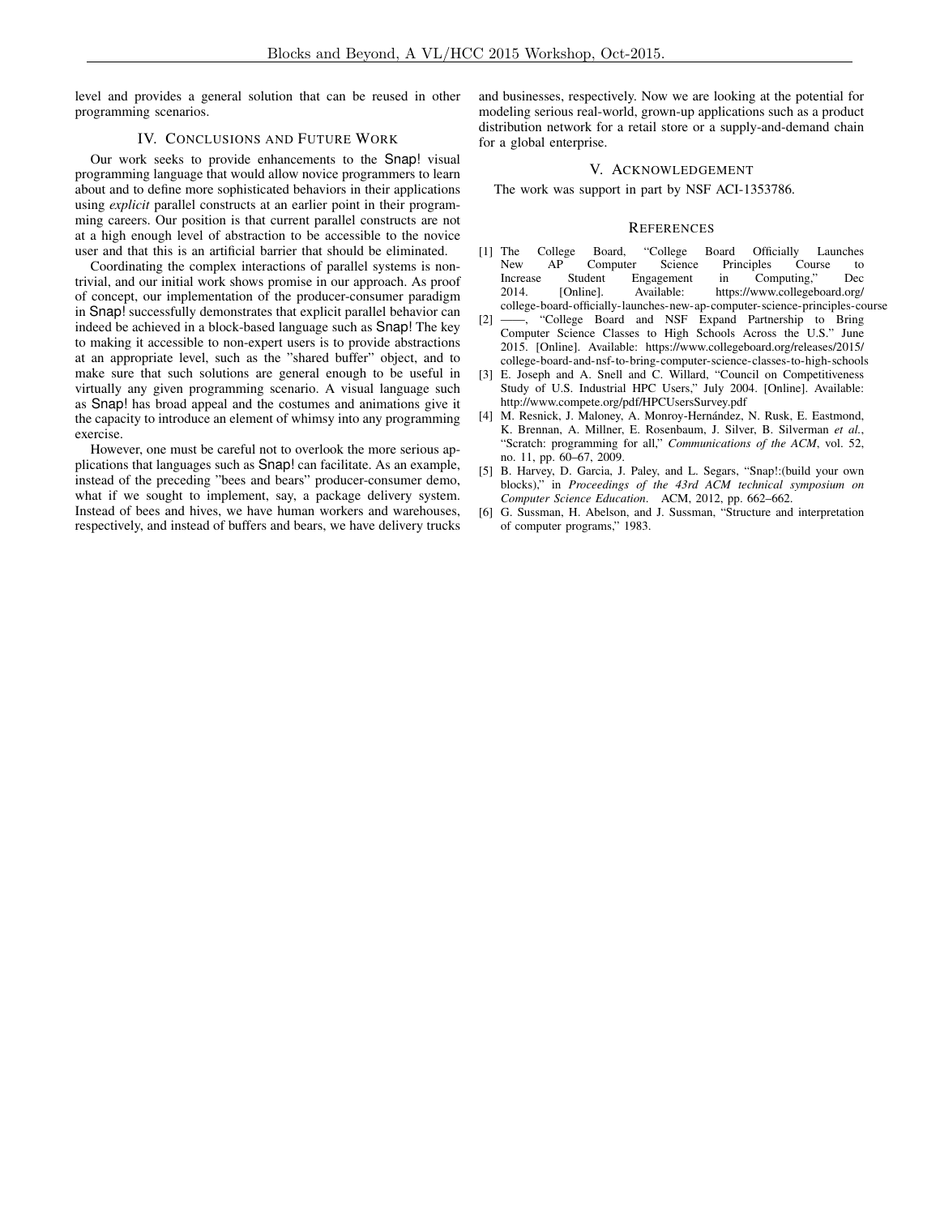level and provides a general solution that can be reused in other programming scenarios.

## IV. Conclusions and Future Work

Our work seeks to provide enhancements to the Snap! visual programming language that would allow novice programmers to learn about and to define more sophisticated behaviors in their applications using *explicit* parallel constructs at an earlier point in their programming careers. Our position is that current parallel constructs are not at a high enough level of abstraction to be accessible to the novice user and that this is an artificial barrier that should be eliminated.

Coordinating the complex interactions of parallel systems is non-trivial, and our initial work shows promise in our approach. As proof of concept, our implementation of the producer-consumer paradigm in Snap! successfully demonstrates that explicit parallel behavior can indeed be achieved in a block-based language such as Snap! The key to making it accessible to non-expert users is to provide abstractions at an appropriate level, such as the "shared buffer" object, and to make sure that such solutions are general enough to be useful in virtually any given programming scenario. A visual language such as Snap! has broad appeal and the costumes and animations give it the capacity to introduce an element of whimsy into any programming exercise.

However, one must be careful not to overlook the more serious applications that languages such as Snap! can facilitate. As an example, instead of the preceding "bees and bears" producer-consumer demo, what if we sought to implement, say, a package delivery system. Instead of bees and hives, we have human workers and warehouses, respectively, and instead of buffers and bears, we have delivery trucks and businesses, respectively. Now we are looking at the potential for modeling serious real-world, grown-up applications such as a product distribution network for a retail store or a supply-and-demand chain for a global enterprise.

## V. Acknowledgement

The work was support in part by NSF ACI-1353786.

## References

[1] The College Board, "College Board Officially Launches New AP Computer Science Principles Course to Increase Student Engagement in Computing," Dec 2014. [Online]. Available: https://www.collegeboard.org/college-board-officially-launches-new-ap-computer-science-principles-course

[2] ——, "College Board and NSF Expand Partnership to Bring Computer Science Classes to High Schools Across the U.S." June 2015. [Online]. Available: https://www.collegeboard.org/releases/2015/college-board-and-nsf-to-bring-computer-science-classes-to-high-schools

[3] E. Joseph and A. Snell and C. Willard, "Council on Competitiveness Study of U.S. Industrial HPC Users," July 2004. [Online]. Available: http://www.compete.org/pdf/HPCUsersSurvey.pdf

[4] M. Resnick, J. Maloney, A. Monroy-Hernández, N. Rusk, E. Eastmond, K. Brennan, A. Millner, E. Rosenbaum, J. Silver, B. Silverman *et al.*, "Scratch: programming for all," *Communications of the ACM*, vol. 52, no. 11, pp. 60–67, 2009.

[5] B. Harvey, D. Garcia, J. Paley, and L. Segars, "Snap!:(build your own blocks)," in *Proceedings of the 43rd ACM technical symposium on Computer Science Education*. ACM, 2012, pp. 662–662.

[6] G. Sussman, H. Abelson, and J. Sussman, "Structure and interpretation of computer programs," 1983.